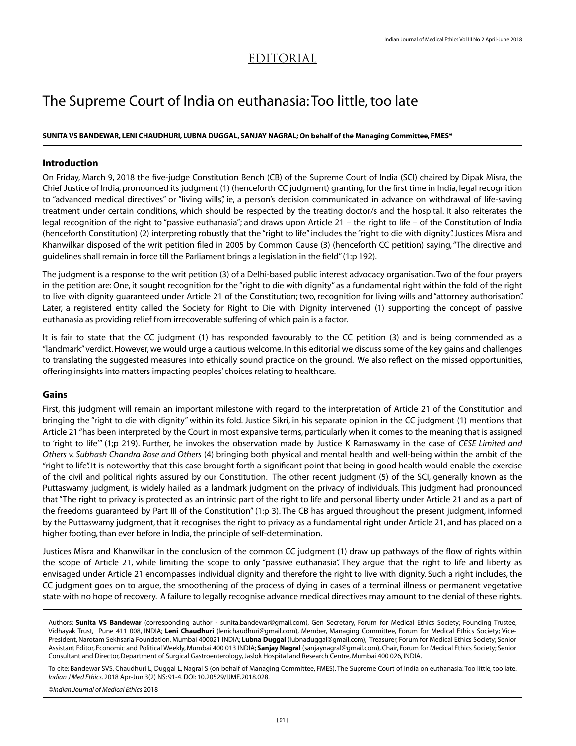EDITORIAL

# The Supreme Court of India on euthanasia: Too little, too late

**SUNITA VS BANDEWAR, LENI CHAUDHURI, LUBNA DUGGAL, SANJAY NAGRAL; On behalf of the Managing Committee, FMES***

## Introduction

On Friday, March 9, 2018 the five-judge Constitution Bench (CB) of the Supreme Court of India (SCI) chaired by Dipak Misra, the Chief Justice of India, pronounced its judgment (1) (henceforth CC judgment) granting, for the first time in India, legal recognition to "advanced medical directives" or "living wills", ie, a person's decision communicated in advance on withdrawal of life-saving treatment under certain conditions, which should be respected by the treating doctor/s and the hospital. It also reiterates the legal recognition of the right to "passive euthanasia"; and draws upon Article 21 – the right to life – of the Constitution of India (henceforth Constitution) (2) interpreting robustly that the "right to life" includes the "right to die with dignity". Justices Misra and Khanwilkar disposed of the writ petition filed in 2005 by Common Cause (3) (henceforth CC petition) saying, "The directive and guidelines shall remain in force till the Parliament brings a legislation in the field" (1:p 192).

The judgment is a response to the writ petition (3) of a Delhi-based public interest advocacy organisation. Two of the four prayers in the petition are: One, it sought recognition for the "right to die with dignity" as a fundamental right within the fold of the right to live with dignity guaranteed under Article 21 of the Constitution; two, recognition for living wills and "attorney authorisation". Later, a registered entity called the Society for Right to Die with Dignity intervened (1) supporting the concept of passive euthanasia as providing relief from irrecoverable suffering of which pain is a factor.

It is fair to state that the CC judgment (1) has responded favourably to the CC petition (3) and is being commended as a "landmark" verdict. However, we would urge a cautious welcome. In this editorial we discuss some of the key gains and challenges to translating the suggested measures into ethically sound practice on the ground. We also reflect on the missed opportunities, offering insights into matters impacting peoples' choices relating to healthcare.

## Gains

First, this judgment will remain an important milestone with regard to the interpretation of Article 21 of the Constitution and bringing the "right to die with dignity" within its fold. Justice Sikri, in his separate opinion in the CC judgment (1) mentions that Article 21 "has been interpreted by the Court in most expansive terms, particularly when it comes to the meaning that is assigned to 'right to life'" (1;p 219). Further, he invokes the observation made by Justice K Ramaswamy in the case of *CESE Limited and Others v. Subhash Chandra Bose and Others* (4) bringing both physical and mental health and well-being within the ambit of the "right to life". It is noteworthy that this case brought forth a significant point that being in good health would enable the exercise of the civil and political rights assured by our Constitution. The other recent judgment (5) of the SCI, generally known as the Puttaswamy judgment, is widely hailed as a landmark judgment on the privacy of individuals. This judgment had pronounced that "The right to privacy is protected as an intrinsic part of the right to life and personal liberty under Article 21 and as a part of the freedoms guaranteed by Part III of the Constitution" (1:p 3). The CB has argued throughout the present judgment, informed by the Puttaswamy judgment, that it recognises the right to privacy as a fundamental right under Article 21, and has placed on a higher footing, than ever before in India, the principle of self-determination.

Justices Misra and Khanwilkar in the conclusion of the common CC judgment (1) draw up pathways of the flow of rights within the scope of Article 21, while limiting the scope to only "passive euthanasia". They argue that the right to life and liberty as envisaged under Article 21 encompasses individual dignity and therefore the right to live with dignity. Such a right includes, the CC judgment goes on to argue, the smoothening of the process of dying in cases of a terminal illness or permanent vegetative state with no hope of recovery. A failure to legally recognise advance medical directives may amount to the denial of these rights.

Authors: **Sunita VS Bandewar** (corresponding author - sunita.bandewar@gmail.com), Gen Secretary, Forum for Medical Ethics Society; Founding Trustee, Vidhayak Trust, Pune 411 008, INDIA; **Leni Chaudhuri** (lenichaudhuri@gmail.com), Member, Managing Committee, Forum for Medical Ethics Society; Vice-President, Narotam Sekhsaria Foundation, Mumbai 400021 INDIA; **Lubna Duggal** (lubnaduggal@gmail.com), Treasurer, Forum for Medical Ethics Society; Senior Assistant Editor, Economic and Political Weekly, Mumbai 400 013 INDIA; **Sanjay Nagral** (sanjaynagral@gmail.com), Chair, Forum for Medical Ethics Society; Senior Consultant and Director, Department of Surgical Gastroenterology, Jaslok Hospital and Research Centre, Mumbai 400 026, INDIA.

To cite: Bandewar SVS, Chaudhuri L, Duggal L, Nagral S (on behalf of Managing Committee, FMES). The Supreme Court of India on euthanasia: Too little, too late. *Indian J Med Ethics*. 2018 Apr-Jun;3(2) NS: 91-4. DOI: 10.20529/IJME.2018.028.

©*Indian Journal of Medical Ethics* 2018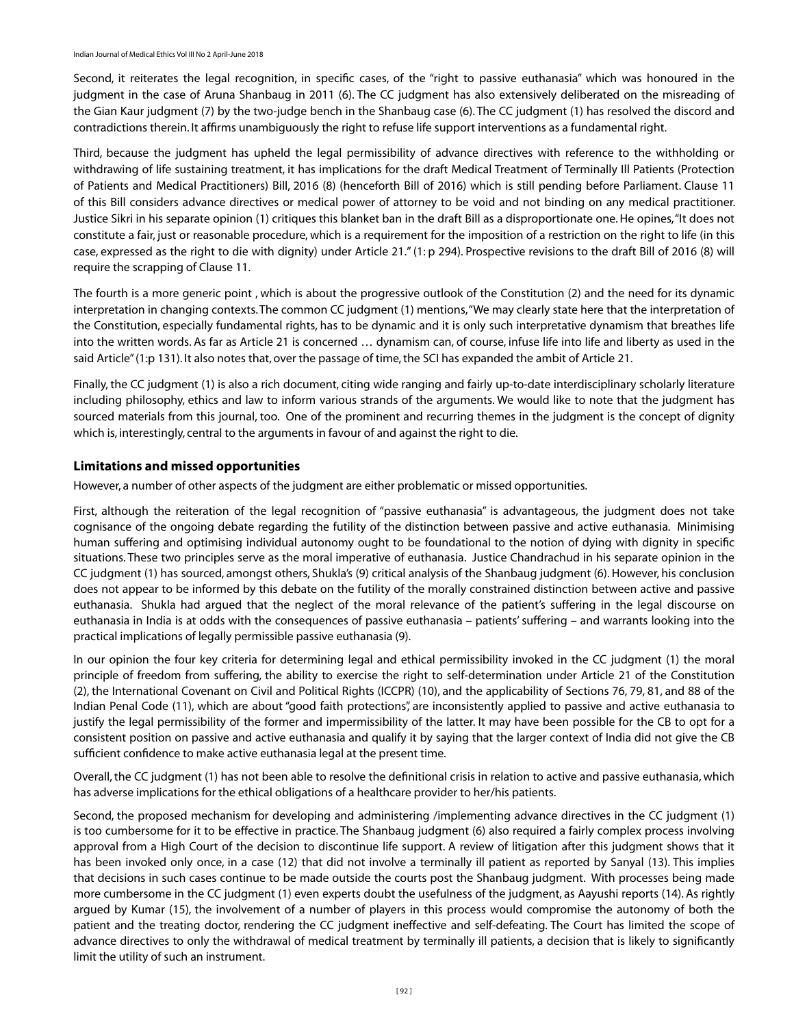Second, it reiterates the legal recognition, in specific cases, of the "right to passive euthanasia" which was honoured in the judgment in the case of Aruna Shanbaug in 2011 (6). The CC judgment has also extensively deliberated on the misreading of the Gian Kaur judgment (7) by the two-judge bench in the Shanbaug case (6). The CC judgment (1) has resolved the discord and contradictions therein. It affirms unambiguously the right to refuse life support interventions as a fundamental right.

Third, because the judgment has upheld the legal permissibility of advance directives with reference to the withholding or withdrawing of life sustaining treatment, it has implications for the draft Medical Treatment of Terminally Ill Patients (Protection of Patients and Medical Practitioners) Bill, 2016 (8) (henceforth Bill of 2016) which is still pending before Parliament. Clause 11 of this Bill considers advance directives or medical power of attorney to be void and not binding on any medical practitioner. Justice Sikri in his separate opinion (1) critiques this blanket ban in the draft Bill as a disproportionate one. He opines, "It does not constitute a fair, just or reasonable procedure, which is a requirement for the imposition of a restriction on the right to life (in this case, expressed as the right to die with dignity) under Article 21." (1: p 294). Prospective revisions to the draft Bill of 2016 (8) will require the scrapping of Clause 11.

The fourth is a more generic point , which is about the progressive outlook of the Constitution (2) and the need for its dynamic interpretation in changing contexts. The common CC judgment (1) mentions, "We may clearly state here that the interpretation of the Constitution, especially fundamental rights, has to be dynamic and it is only such interpretative dynamism that breathes life into the written words. As far as Article 21 is concerned … dynamism can, of course, infuse life into life and liberty as used in the said Article" (1:p 131). It also notes that, over the passage of time, the SCI has expanded the ambit of Article 21.

Finally, the CC judgment (1) is also a rich document, citing wide ranging and fairly up-to-date interdisciplinary scholarly literature including philosophy, ethics and law to inform various strands of the arguments. We would like to note that the judgment has sourced materials from this journal, too. One of the prominent and recurring themes in the judgment is the concept of dignity which is, interestingly, central to the arguments in favour of and against the right to die.

## Limitations and missed opportunities

However, a number of other aspects of the judgment are either problematic or missed opportunities.

First, although the reiteration of the legal recognition of "passive euthanasia" is advantageous, the judgment does not take cognisance of the ongoing debate regarding the futility of the distinction between passive and active euthanasia. Minimising human suffering and optimising individual autonomy ought to be foundational to the notion of dying with dignity in specific situations. These two principles serve as the moral imperative of euthanasia. Justice Chandrachud in his separate opinion in the CC judgment (1) has sourced, amongst others, Shukla's (9) critical analysis of the Shanbaug judgment (6). However, his conclusion does not appear to be informed by this debate on the futility of the morally constrained distinction between active and passive euthanasia. Shukla had argued that the neglect of the moral relevance of the patient's suffering in the legal discourse on euthanasia in India is at odds with the consequences of passive euthanasia – patients' suffering – and warrants looking into the practical implications of legally permissible passive euthanasia (9).

In our opinion the four key criteria for determining legal and ethical permissibility invoked in the CC judgment (1) the moral principle of freedom from suffering, the ability to exercise the right to self-determination under Article 21 of the Constitution (2), the International Covenant on Civil and Political Rights (ICCPR) (10), and the applicability of Sections 76, 79, 81, and 88 of the Indian Penal Code (11), which are about "good faith protections", are inconsistently applied to passive and active euthanasia to justify the legal permissibility of the former and impermissibility of the latter. It may have been possible for the CB to opt for a consistent position on passive and active euthanasia and qualify it by saying that the larger context of India did not give the CB sufficient confidence to make active euthanasia legal at the present time.

Overall, the CC judgment (1) has not been able to resolve the definitional crisis in relation to active and passive euthanasia, which has adverse implications for the ethical obligations of a healthcare provider to her/his patients.

Second, the proposed mechanism for developing and administering /implementing advance directives in the CC judgment (1) is too cumbersome for it to be effective in practice. The Shanbaug judgment (6) also required a fairly complex process involving approval from a High Court of the decision to discontinue life support. A review of litigation after this judgment shows that it has been invoked only once, in a case (12) that did not involve a terminally ill patient as reported by Sanyal (13). This implies that decisions in such cases continue to be made outside the courts post the Shanbaug judgment. With processes being made more cumbersome in the CC judgment (1) even experts doubt the usefulness of the judgment, as Aayushi reports (14). As rightly argued by Kumar (15), the involvement of a number of players in this process would compromise the autonomy of both the patient and the treating doctor, rendering the CC judgment ineffective and self-defeating. The Court has limited the scope of advance directives to only the withdrawal of medical treatment by terminally ill patients, a decision that is likely to significantly limit the utility of such an instrument.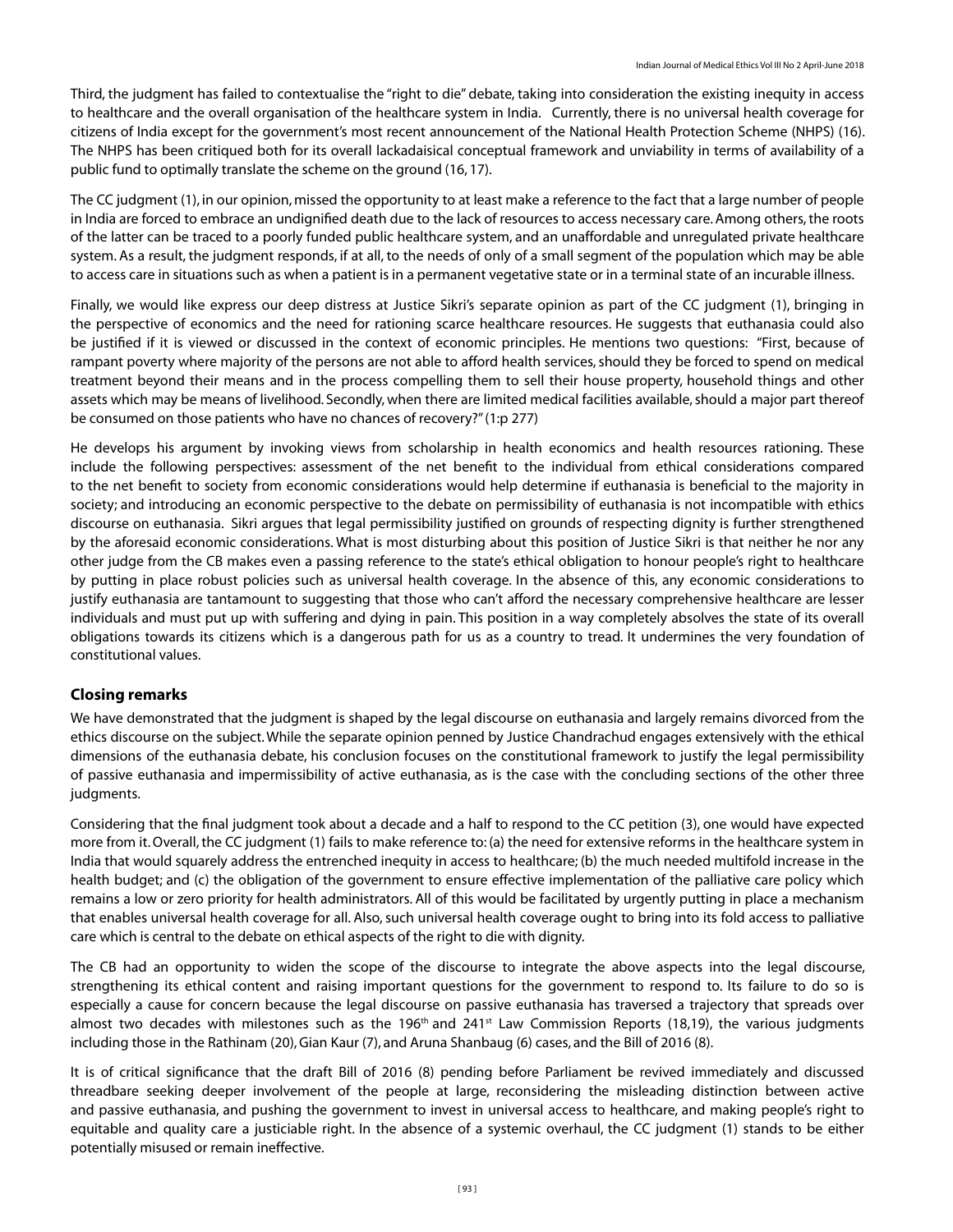Third, the judgment has failed to contextualise the "right to die" debate, taking into consideration the existing inequity in access to healthcare and the overall organisation of the healthcare system in India. Currently, there is no universal health coverage for citizens of India except for the government's most recent announcement of the National Health Protection Scheme (NHPS) (16). The NHPS has been critiqued both for its overall lackadaisical conceptual framework and unviability in terms of availability of a public fund to optimally translate the scheme on the ground (16, 17).

The CC judgment (1), in our opinion, missed the opportunity to at least make a reference to the fact that a large number of people in India are forced to embrace an undignified death due to the lack of resources to access necessary care. Among others, the roots of the latter can be traced to a poorly funded public healthcare system, and an unaffordable and unregulated private healthcare system. As a result, the judgment responds, if at all, to the needs of only of a small segment of the population which may be able to access care in situations such as when a patient is in a permanent vegetative state or in a terminal state of an incurable illness.

Finally, we would like express our deep distress at Justice Sikri's separate opinion as part of the CC judgment (1), bringing in the perspective of economics and the need for rationing scarce healthcare resources. He suggests that euthanasia could also be justified if it is viewed or discussed in the context of economic principles. He mentions two questions: "First, because of rampant poverty where majority of the persons are not able to afford health services, should they be forced to spend on medical treatment beyond their means and in the process compelling them to sell their house property, household things and other assets which may be means of livelihood. Secondly, when there are limited medical facilities available, should a major part thereof be consumed on those patients who have no chances of recovery?" (1:p 277)

He develops his argument by invoking views from scholarship in health economics and health resources rationing. These include the following perspectives: assessment of the net benefit to the individual from ethical considerations compared to the net benefit to society from economic considerations would help determine if euthanasia is beneficial to the majority in society; and introducing an economic perspective to the debate on permissibility of euthanasia is not incompatible with ethics discourse on euthanasia. Sikri argues that legal permissibility justified on grounds of respecting dignity is further strengthened by the aforesaid economic considerations. What is most disturbing about this position of Justice Sikri is that neither he nor any other judge from the CB makes even a passing reference to the state's ethical obligation to honour people's right to healthcare by putting in place robust policies such as universal health coverage. In the absence of this, any economic considerations to justify euthanasia are tantamount to suggesting that those who can't afford the necessary comprehensive healthcare are lesser individuals and must put up with suffering and dying in pain. This position in a way completely absolves the state of its overall obligations towards its citizens which is a dangerous path for us as a country to tread. It undermines the very foundation of constitutional values.

## Closing remarks

We have demonstrated that the judgment is shaped by the legal discourse on euthanasia and largely remains divorced from the ethics discourse on the subject. While the separate opinion penned by Justice Chandrachud engages extensively with the ethical dimensions of the euthanasia debate, his conclusion focuses on the constitutional framework to justify the legal permissibility of passive euthanasia and impermissibility of active euthanasia, as is the case with the concluding sections of the other three judgments.

Considering that the final judgment took about a decade and a half to respond to the CC petition (3), one would have expected more from it. Overall, the CC judgment (1) fails to make reference to: (a) the need for extensive reforms in the healthcare system in India that would squarely address the entrenched inequity in access to healthcare; (b) the much needed multifold increase in the health budget; and (c) the obligation of the government to ensure effective implementation of the palliative care policy which remains a low or zero priority for health administrators. All of this would be facilitated by urgently putting in place a mechanism that enables universal health coverage for all. Also, such universal health coverage ought to bring into its fold access to palliative care which is central to the debate on ethical aspects of the right to die with dignity.

The CB had an opportunity to widen the scope of the discourse to integrate the above aspects into the legal discourse, strengthening its ethical content and raising important questions for the government to respond to. Its failure to do so is especially a cause for concern because the legal discourse on passive euthanasia has traversed a trajectory that spreads over almost two decades with milestones such as the 196th and 241st Law Commission Reports (18,19), the various judgments including those in the Rathinam (20), Gian Kaur (7), and Aruna Shanbaug (6) cases, and the Bill of 2016 (8).

It is of critical significance that the draft Bill of 2016 (8) pending before Parliament be revived immediately and discussed threadbare seeking deeper involvement of the people at large, reconsidering the misleading distinction between active and passive euthanasia, and pushing the government to invest in universal access to healthcare, and making people's right to equitable and quality care a justiciable right. In the absence of a systemic overhaul, the CC judgment (1) stands to be either potentially misused or remain ineffective.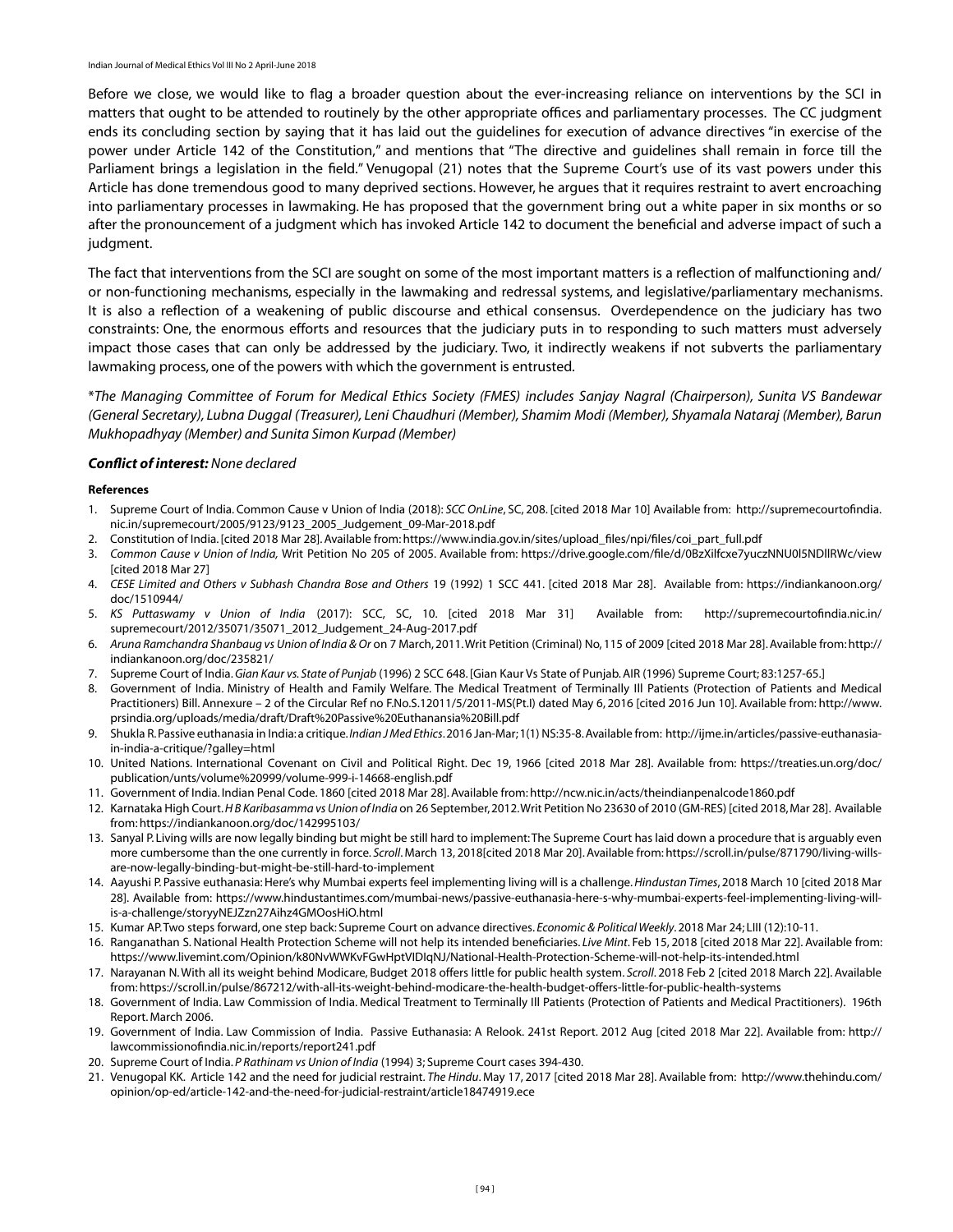Before we close, we would like to flag a broader question about the ever-increasing reliance on interventions by the SCI in matters that ought to be attended to routinely by the other appropriate offices and parliamentary processes. The CC judgment ends its concluding section by saying that it has laid out the guidelines for execution of advance directives "in exercise of the power under Article 142 of the Constitution," and mentions that "The directive and guidelines shall remain in force till the Parliament brings a legislation in the field." Venugopal (21) notes that the Supreme Court's use of its vast powers under this Article has done tremendous good to many deprived sections. However, he argues that it requires restraint to avert encroaching into parliamentary processes in lawmaking. He has proposed that the government bring out a white paper in six months or so after the pronouncement of a judgment which has invoked Article 142 to document the beneficial and adverse impact of such a judgment.

The fact that interventions from the SCI are sought on some of the most important matters is a reflection of malfunctioning and/or non-functioning mechanisms, especially in the lawmaking and redressal systems, and legislative/parliamentary mechanisms. It is also a reflection of a weakening of public discourse and ethical consensus. Overdependence on the judiciary has two constraints: One, the enormous efforts and resources that the judiciary puts in to responding to such matters must adversely impact those cases that can only be addressed by the judiciary. Two, it indirectly weakens if not subverts the parliamentary lawmaking process, one of the powers with which the government is entrusted.

**The Managing Committee of Forum for Medical Ethics Society (FMES) includes Sanjay Nagral (Chairperson), Sunita VS Bandewar (General Secretary), Lubna Duggal (Treasurer), Leni Chaudhuri (Member), Shamim Modi (Member), Shyamala Nataraj (Member), Barun Mukhopadhyay (Member) and Sunita Simon Kurpad (Member)*

***Conflict of interest:*** *None declared*

#### References

1. Supreme Court of India. Common Cause v Union of India (2018): *SCC OnLine*, SC, 208. [cited 2018 Mar 10] Available from: http://supremecourtofindia.nic.in/supremecourt/2005/9123/9123_2005_Judgement_09-Mar-2018.pdf
2. Constitution of India. [cited 2018 Mar 28]. Available from: https://www.india.gov.in/sites/upload_files/npi/files/coi_part_full.pdf
3. *Common Cause v Union of India,* Writ Petition No 205 of 2005. Available from: https://drive.google.com/file/d/0BzXilfcxe7yuczNNU0l5NDllRWc/view [cited 2018 Mar 27]
4. *CESE Limited and Others v Subhash Chandra Bose and Others* 19 (1992) 1 SCC 441. [cited 2018 Mar 28]. Available from: https://indiankanoon.org/doc/1510944/
5. *KS Puttaswamy v Union of India* (2017): SCC, SC, 10. [cited 2018 Mar 31] Available from: http://supremecourtofindia.nic.in/supremecourt/2012/35071/35071_2012_Judgement_24-Aug-2017.pdf
6. *Aruna Ramchandra Shanbaug vs Union of India & Or* on 7 March, 2011. Writ Petition (Criminal) No, 115 of 2009 [cited 2018 Mar 28]. Available from: http://indiankanoon.org/doc/235821/
7. Supreme Court of India. *Gian Kaur vs. State of Punjab* (1996) 2 SCC 648. [Gian Kaur Vs State of Punjab. AIR (1996) Supreme Court; 83:1257-65.]
8. Government of India. Ministry of Health and Family Welfare. The Medical Treatment of Terminally Ill Patients (Protection of Patients and Medical Practitioners) Bill. Annexure – 2 of the Circular Ref no F.No.S.12011/5/2011-MS(Pt.I) dated May 6, 2016 [cited 2016 Jun 10]. Available from: http://www.prsindia.org/uploads/media/draft/Draft%20Passive%20Euthanansia%20Bill.pdf
9. Shukla R. Passive euthanasia in India: a critique. *Indian J Med Ethics*. 2016 Jan-Mar; 1(1) NS:35-8. Available from: http://ijme.in/articles/passive-euthanasia-in-india-a-critique/?galley=html
10. United Nations. International Covenant on Civil and Political Right. Dec 19, 1966 [cited 2018 Mar 28]. Available from: https://treaties.un.org/doc/publication/unts/volume%20999/volume-999-i-14668-english.pdf
11. Government of India. Indian Penal Code. 1860 [cited 2018 Mar 28]. Available from: http://ncw.nic.in/acts/theindianpenalcode1860.pdf
12. Karnataka High Court. *H B Karibasamma vs Union of India* on 26 September, 2012. Writ Petition No 23630 of 2010 (GM-RES) [cited 2018, Mar 28]. Available from: https://indiankanoon.org/doc/142995103/
13. Sanyal P. Living wills are now legally binding but might be still hard to implement: The Supreme Court has laid down a procedure that is arguably even more cumbersome than the one currently in force. *Scroll*. March 13, 2018[cited 2018 Mar 20]. Available from: https://scroll.in/pulse/871790/living-wills-are-now-legally-binding-but-might-be-still-hard-to-implement
14. Aayushi P. Passive euthanasia: Here's why Mumbai experts feel implementing living will is a challenge. *Hindustan Times*, 2018 March 10 [cited 2018 Mar 28]. Available from: https://www.hindustantimes.com/mumbai-news/passive-euthanasia-here-s-why-mumbai-experts-feel-implementing-living-will-is-a-challenge/storyyNEJZzn27Aihz4GMOosHiO.html
15. Kumar AP. Two steps forward, one step back: Supreme Court on advance directives. *Economic & Political Weekly*. 2018 Mar 24; LIII (12):10-11.
16. Ranganathan S. National Health Protection Scheme will not help its intended beneficiaries. *Live Mint*. Feb 15, 2018 [cited 2018 Mar 22]. Available from: https://www.livemint.com/Opinion/k80NvWWKvFGwHptVIDIqNJ/National-Health-Protection-Scheme-will-not-help-its-intended.html
17. Narayanan N. With all its weight behind Modicare, Budget 2018 offers little for public health system. *Scroll*. 2018 Feb 2 [cited 2018 March 22]. Available from: https://scroll.in/pulse/867212/with-all-its-weight-behind-modicare-the-health-budget-offers-little-for-public-health-systems
18. Government of India. Law Commission of India. Medical Treatment to Terminally Ill Patients (Protection of Patients and Medical Practitioners). 196th Report. March 2006.
19. Government of India. Law Commission of India. Passive Euthanasia: A Relook. 241st Report. 2012 Aug [cited 2018 Mar 22]. Available from: http://lawcommissionofindia.nic.in/reports/report241.pdf
20. Supreme Court of India. *P Rathinam vs Union of India* (1994) 3; Supreme Court cases 394-430.
21. Venugopal KK. Article 142 and the need for judicial restraint. *The Hindu*. May 17, 2017 [cited 2018 Mar 28]. Available from: http://www.thehindu.com/opinion/op-ed/article-142-and-the-need-for-judicial-restraint/article18474919.ece